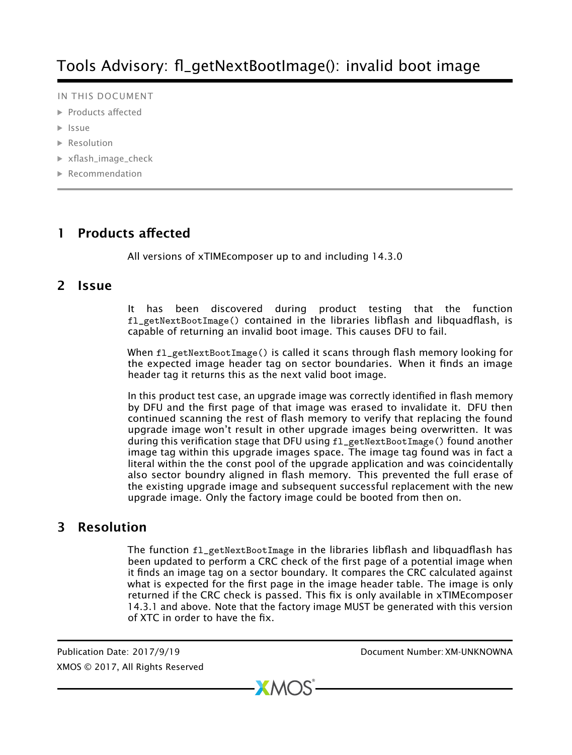# Tools Advisory: fl_getNextBootImage(): invalid boot image

IN THIS DOCUMENT

- Products affected
- Issue
- Resolution
- xflash_image_check
- Recommendation

## 1 Products affected

All versions of xTIMEcomposer up to and including 14.3.0

## 2 Issue

It has been discovered during product testing that the function `fl_getNextBootImage()` contained in the libraries libflash and libquadflash, is capable of returning an invalid boot image. This causes DFU to fail.

When `fl_getNextBootImage()` is called it scans through flash memory looking for the expected image header tag on sector boundaries. When it finds an image header tag it returns this as the next valid boot image.

In this product test case, an upgrade image was correctly identified in flash memory by DFU and the first page of that image was erased to invalidate it. DFU then continued scanning the rest of flash memory to verify that replacing the found upgrade image won't result in other upgrade images being overwritten. It was during this verification stage that DFU using `fl_getNextBootImage()` found another image tag within this upgrade images space. The image tag found was in fact a literal within the the const pool of the upgrade application and was coincidentally also sector boundry aligned in flash memory. This prevented the full erase of the existing upgrade image and subsequent successful replacement with the new upgrade image. Only the factory image could be booted from then on.

## 3 Resolution

The function `fl_getNextBootImage` in the libraries libflash and libquadflash has been updated to perform a CRC check of the first page of a potential image when it finds an image tag on a sector boundary. It compares the CRC calculated against what is expected for the first page in the image header table. The image is only returned if the CRC check is passed. This fix is only available in xTIMEcomposer 14.3.1 and above. Note that the factory image MUST be generated with this version of XTC in order to have the fix.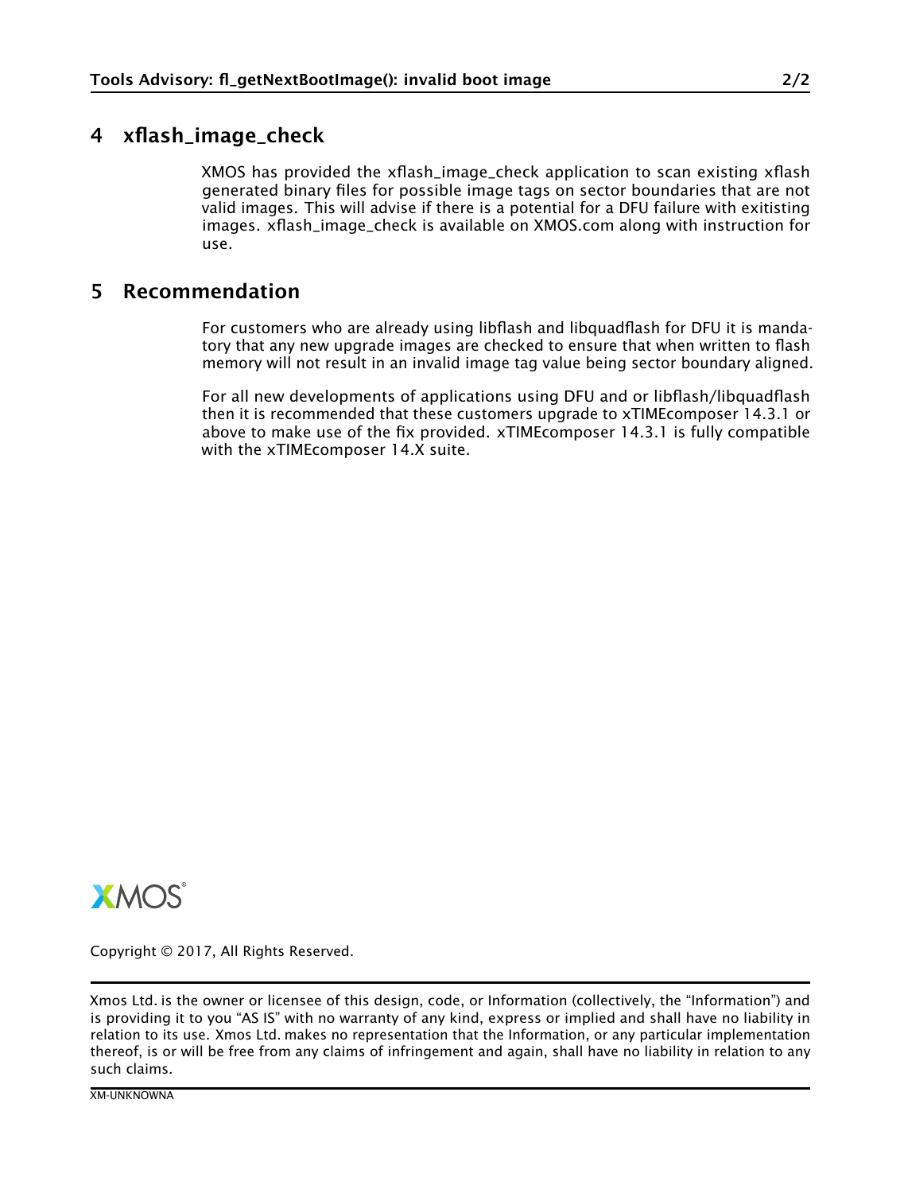## 4 xflash_image_check

XMOS has provided the xflash_image_check application to scan existing xflash generated binary files for possible image tags on sector boundaries that are not valid images. This will advise if there is a potential for a DFU failure with exitisting images. xflash_image_check is available on XMOS.com along with instruction for use.

## 5 Recommendation

For customers who are already using libflash and libquadflash for DFU it is mandatory that any new upgrade images are checked to ensure that when written to flash memory will not result in an invalid image tag value being sector boundary aligned.

For all new developments of applications using DFU and or libflash/libquadflash then it is recommended that these customers upgrade to xTIMEcomposer 14.3.1 or above to make use of the fix provided. xTIMEcomposer 14.3.1 is fully compatible with the xTIMEcomposer 14.X suite.

XMOS®

Copyright © 2017, All Rights Reserved.

Xmos Ltd. is the owner or licensee of this design, code, or Information (collectively, the "Information") and is providing it to you "AS IS" with no warranty of any kind, express or implied and shall have no liability in relation to its use. Xmos Ltd. makes no representation that the Information, or any particular implementation thereof, is or will be free from any claims of infringement and again, shall have no liability in relation to any such claims.

XM-UNKNOWNA